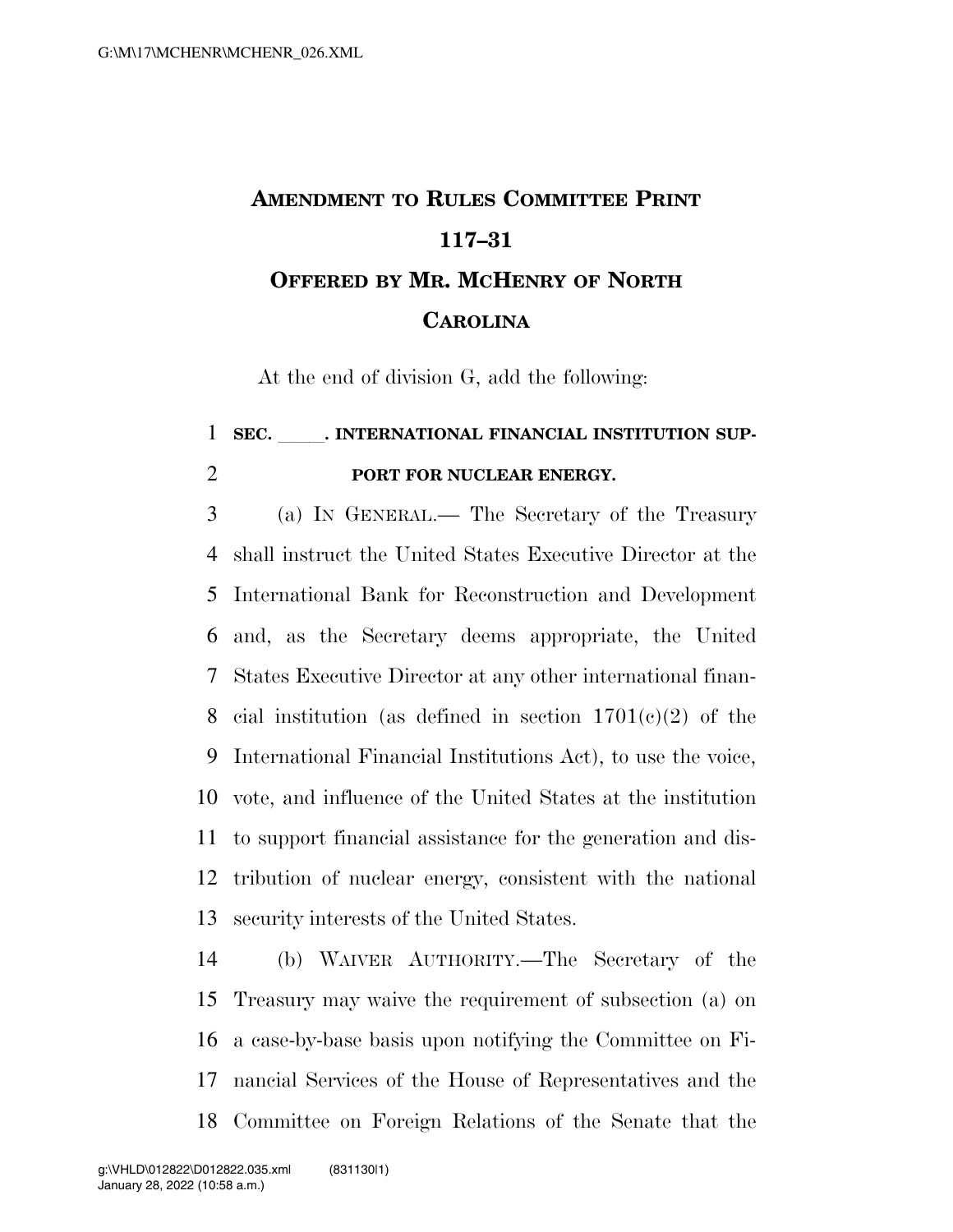# AMENDMENT TO RULES COMMITTEE PRINT 117–31

## OFFERED BY MR. MCHENRY OF NORTH CAROLINA

At the end of division G, add the following:

**SEC. \_\_\_\_\_. INTERNATIONAL FINANCIAL INSTITUTION SUPPORT FOR NUCLEAR ENERGY.**

(a) IN GENERAL.— The Secretary of the Treasury shall instruct the United States Executive Director at the International Bank for Reconstruction and Development and, as the Secretary deems appropriate, the United States Executive Director at any other international financial institution (as defined in section 1701(c)(2) of the International Financial Institutions Act), to use the voice, vote, and influence of the United States at the institution to support financial assistance for the generation and distribution of nuclear energy, consistent with the national security interests of the United States.

(b) WAIVER AUTHORITY.—The Secretary of the Treasury may waive the requirement of subsection (a) on a case-by-base basis upon notifying the Committee on Financial Services of the House of Representatives and the Committee on Foreign Relations of the Senate that the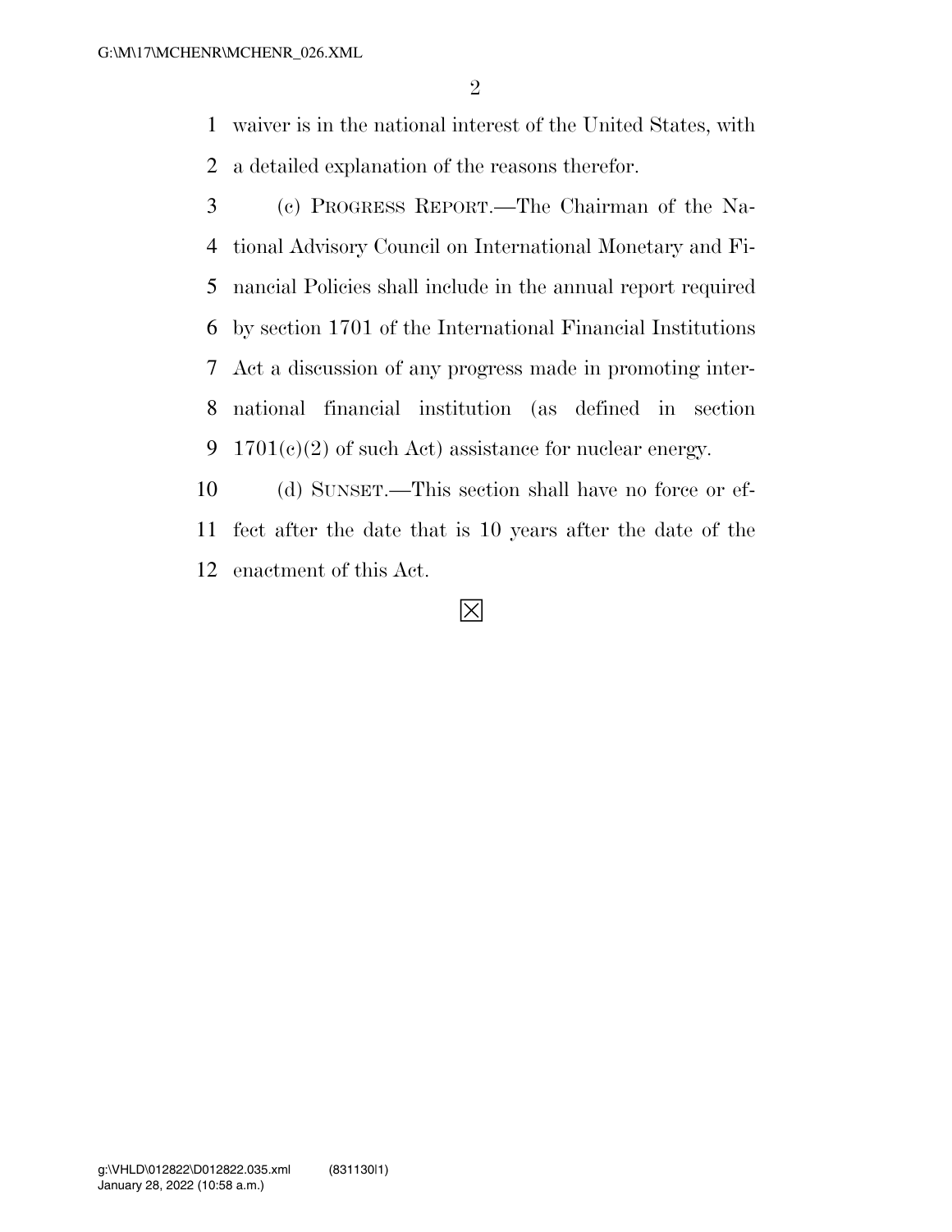waiver is in the national interest of the United States, with a detailed explanation of the reasons therefor.

(c) PROGRESS REPORT.—The Chairman of the National Advisory Council on International Monetary and Financial Policies shall include in the annual report required by section 1701 of the International Financial Institutions Act a discussion of any progress made in promoting international financial institution (as defined in section 1701(c)(2) of such Act) assistance for nuclear energy.

(d) SUNSET.—This section shall have no force or effect after the date that is 10 years after the date of the enactment of this Act.